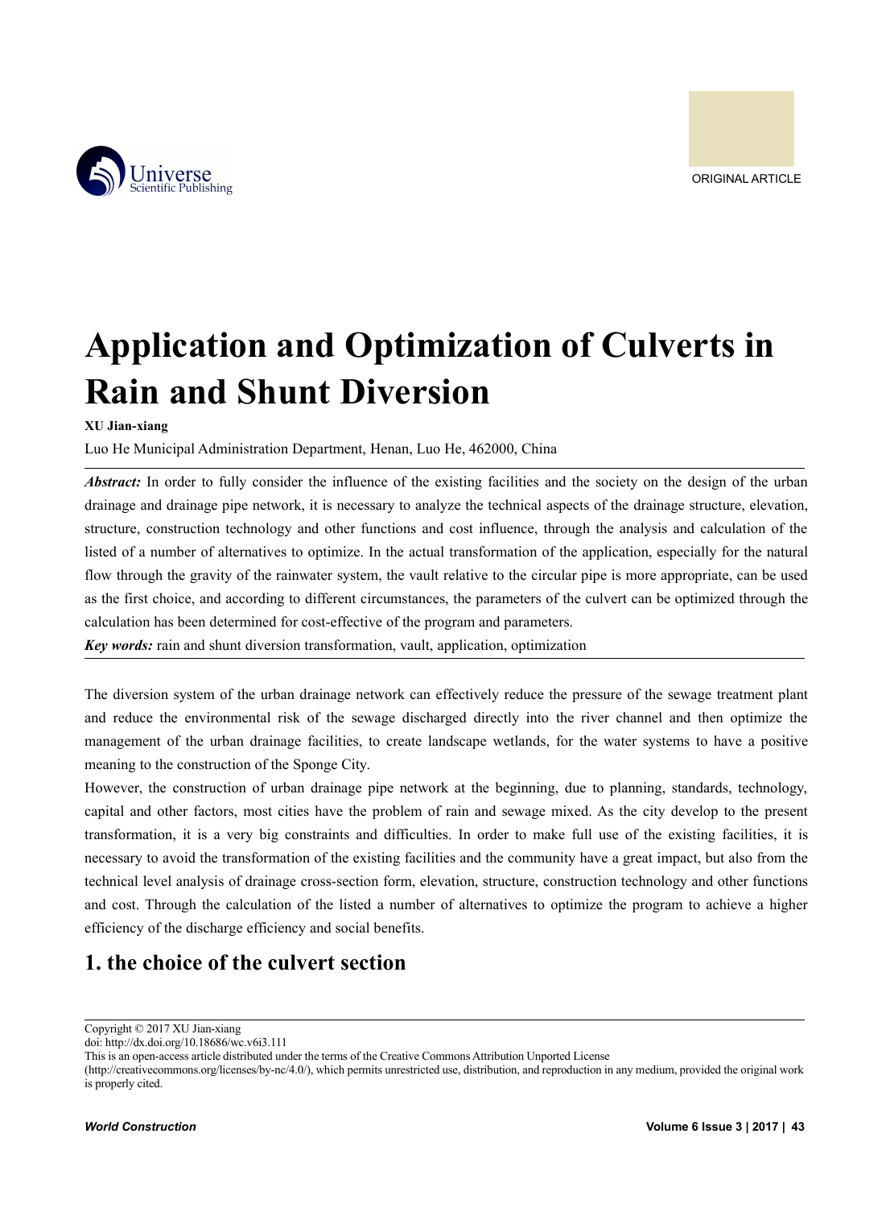ORIGINAL ARTICLE

# Application and Optimization of Culverts in Rain and Shunt Diversion

**XU Jian-xiang**

Luo He Municipal Administration Department, Henan, Luo He, 462000, China

***Abstract:*** In order to fully consider the influence of the existing facilities and the society on the design of the urban drainage and drainage pipe network, it is necessary to analyze the technical aspects of the drainage structure, elevation, structure, construction technology and other functions and cost influence, through the analysis and calculation of the listed of a number of alternatives to optimize. In the actual transformation of the application, especially for the natural flow through the gravity of the rainwater system, the vault relative to the circular pipe is more appropriate, can be used as the first choice, and according to different circumstances, the parameters of the culvert can be optimized through the calculation has been determined for cost-effective of the program and parameters.

***Key words:*** rain and shunt diversion transformation, vault, application, optimization

The diversion system of the urban drainage network can effectively reduce the pressure of the sewage treatment plant and reduce the environmental risk of the sewage discharged directly into the river channel and then optimize the management of the urban drainage facilities, to create landscape wetlands, for the water systems to have a positive meaning to the construction of the Sponge City.

However, the construction of urban drainage pipe network at the beginning, due to planning, standards, technology, capital and other factors, most cities have the problem of rain and sewage mixed. As the city develop to the present transformation, it is a very big constraints and difficulties. In order to make full use of the existing facilities, it is necessary to avoid the transformation of the existing facilities and the community have a great impact, but also from the technical level analysis of drainage cross-section form, elevation, structure, construction technology and other functions and cost. Through the calculation of the listed a number of alternatives to optimize the program to achieve a higher efficiency of the discharge efficiency and social benefits.

## 1. the choice of the culvert section

Copyright © 2017 XU Jian-xiang
doi: http://dx.doi.org/10.18686/wc.v6i3.111
This is an open-access article distributed under the terms of the Creative Commons Attribution Unported License (http://creativecommons.org/licenses/by-nc/4.0/), which permits unrestricted use, distribution, and reproduction in any medium, provided the original work is properly cited.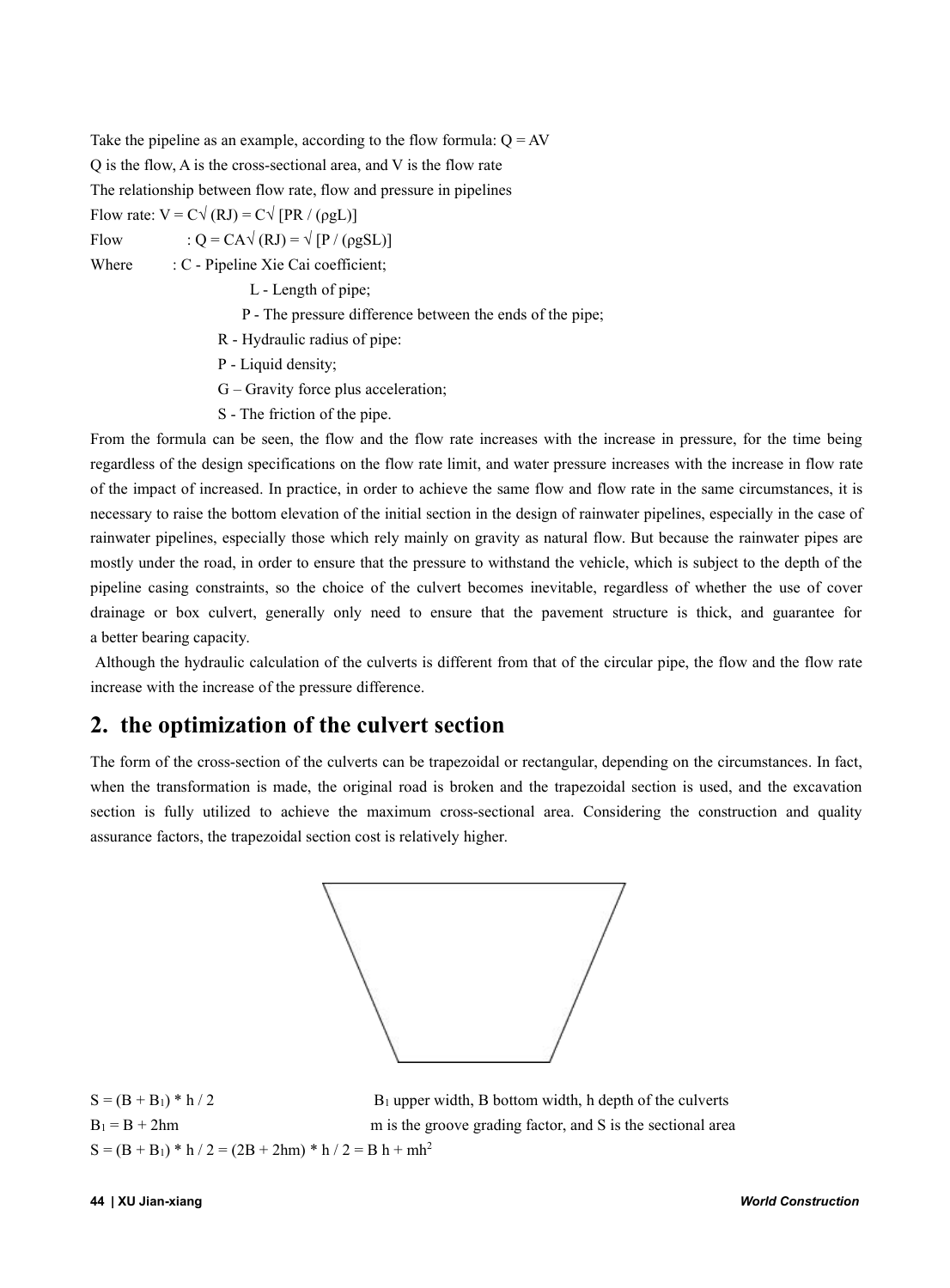Take the pipeline as an example, according to the flow formula: $Q = AV$

Q is the flow, A is the cross-sectional area, and V is the flow rate

The relationship between flow rate, flow and pressure in pipelines

Flow rate: $V = C\sqrt{(RJ)} = C\sqrt{[PR / (\rho gL)]}$

Flow : $Q = CA\sqrt{(RJ)} = \sqrt{[P / (\rho gSL)]}$

Where : C - Pipeline Xie Cai coefficient;

L - Length of pipe;

P - The pressure difference between the ends of the pipe;

R - Hydraulic radius of pipe:

P - Liquid density;

G – Gravity force plus acceleration;

S - The friction of the pipe.

From the formula can be seen, the flow and the flow rate increases with the increase in pressure, for the time being regardless of the design specifications on the flow rate limit, and water pressure increases with the increase in flow rate of the impact of increased. In practice, in order to achieve the same flow and flow rate in the same circumstances, it is necessary to raise the bottom elevation of the initial section in the design of rainwater pipelines, especially in the case of rainwater pipelines, especially those which rely mainly on gravity as natural flow. But because the rainwater pipes are mostly under the road, in order to ensure that the pressure to withstand the vehicle, which is subject to the depth of the pipeline casing constraints, so the choice of the culvert becomes inevitable, regardless of whether the use of cover drainage or box culvert, generally only need to ensure that the pavement structure is thick, and guarantee for a better bearing capacity.

Although the hydraulic calculation of the culverts is different from that of the circular pipe, the flow and the flow rate increase with the increase of the pressure difference.

## 2. the optimization of the culvert section

The form of the cross-section of the culverts can be trapezoidal or rectangular, depending on the circumstances. In fact, when the transformation is made, the original road is broken and the trapezoidal section is used, and the excavation section is fully utilized to achieve the maximum cross-sectional area. Considering the construction and quality assurance factors, the trapezoidal section cost is relatively higher.

$S = (B + B_1) * h / 2$ $B_1$ upper width, B bottom width, h depth of the culverts

$B_1 = B + 2hm$ m is the groove grading factor, and S is the sectional area

$S = (B + B_1) * h / 2 = (2B + 2hm) * h / 2 = B h + mh^2$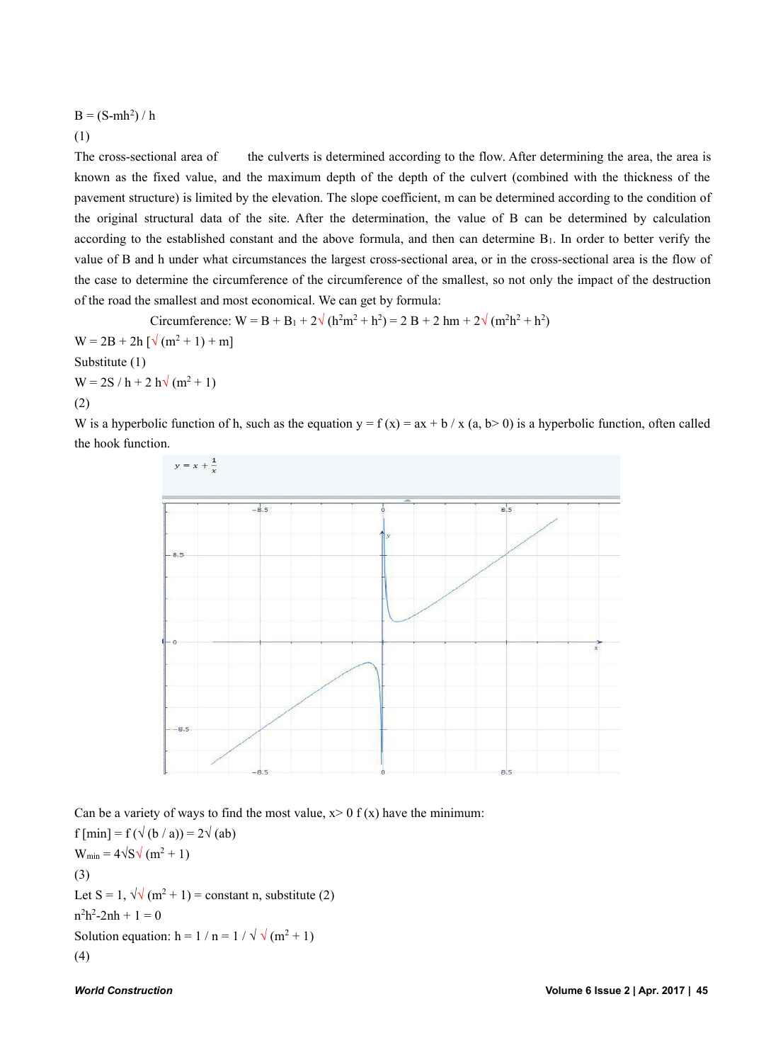$B = (S - mh^2) / h$

(1)

The cross-sectional area of the culverts is determined according to the flow. After determining the area, the area is known as the fixed value, and the maximum depth of the depth of the culvert (combined with the thickness of the pavement structure) is limited by the elevation. The slope coefficient, m can be determined according to the condition of the original structural data of the site. After the determination, the value of B can be determined by calculation according to the established constant and the above formula, and then can determine $B_1$. In order to better verify the value of B and h under what circumstances the largest cross-sectional area, or in the cross-sectional area is the flow of the case to determine the circumference of the circumference of the smallest, so not only the impact of the destruction of the road the smallest and most economical. We can get by formula:

$$\text{Circumference: } W = B + B_1 + 2\sqrt{(h^2m^2 + h^2)} = 2B + 2hm + 2\sqrt{(m^2h^2 + h^2)}$$

$W = 2B + 2h\,[\sqrt{(m^2 + 1)} + m]$

Substitute (1)

$W = 2S / h + 2h\sqrt{(m^2 + 1)}$

(2)

W is a hyperbolic function of h, such as the equation $y = f(x) = ax + b / x$ $(a, b > 0)$ is a hyperbolic function, often called the hook function.

Can be a variety of ways to find the most value, $x > 0$ $f(x)$ have the minimum:

$f[\min] = f(\sqrt{(b / a)}) = 2\sqrt{(ab)}$

$W_{\min} = 4\sqrt{S}\sqrt{(m^2 + 1)}$

(3)

Let $S = 1$, $\sqrt{\sqrt{(m^2 + 1)}}$ = constant n, substitute (2)

$n^2h^2 - 2nh + 1 = 0$

Solution equation: $h = 1 / n = 1 / \sqrt{\sqrt{(m^2 + 1)}}$

(4)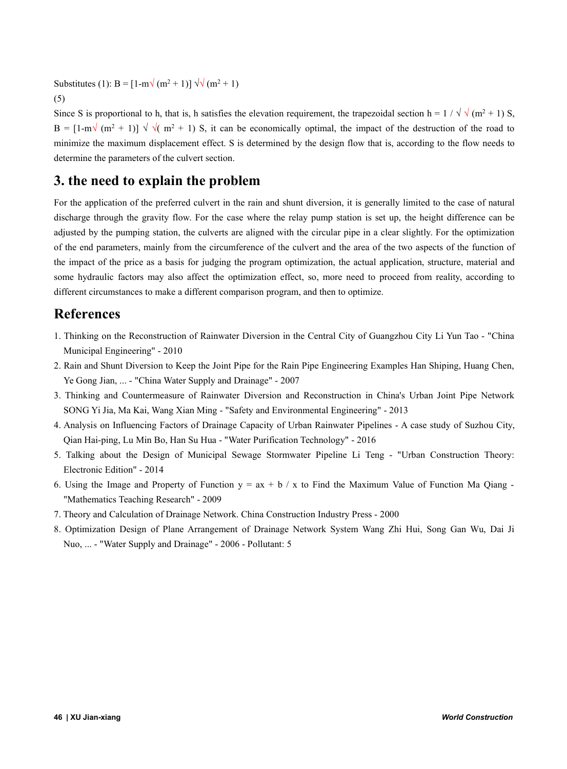Substitutes (1): $B = [1-m\sqrt{(m^2 + 1)}] \sqrt{\sqrt{(m^2 + 1)}}$

(5)

Since S is proportional to h, that is, h satisfies the elevation requirement, the trapezoidal section $h = 1 / \sqrt{\sqrt{(m^2 + 1)}} S$, $B = [1-m\sqrt{(m^2 + 1)}] \sqrt{\sqrt{(m^2 + 1)}} S$, it can be economically optimal, the impact of the destruction of the road to minimize the maximum displacement effect. S is determined by the design flow that is, according to the flow needs to determine the parameters of the culvert section.

## 3. the need to explain the problem

For the application of the preferred culvert in the rain and shunt diversion, it is generally limited to the case of natural discharge through the gravity flow. For the case where the relay pump station is set up, the height difference can be adjusted by the pumping station, the culverts are aligned with the circular pipe in a clear slightly. For the optimization of the end parameters, mainly from the circumference of the culvert and the area of the two aspects of the function of the impact of the price as a basis for judging the program optimization, the actual application, structure, material and some hydraulic factors may also affect the optimization effect, so, more need to proceed from reality, according to different circumstances to make a different comparison program, and then to optimize.

## References

1. Thinking on the Reconstruction of Rainwater Diversion in the Central City of Guangzhou City Li Yun Tao - "China Municipal Engineering" - 2010
2. Rain and Shunt Diversion to Keep the Joint Pipe for the Rain Pipe Engineering Examples Han Shiping, Huang Chen, Ye Gong Jian, ... - "China Water Supply and Drainage" - 2007
3. Thinking and Countermeasure of Rainwater Diversion and Reconstruction in China's Urban Joint Pipe Network SONG Yi Jia, Ma Kai, Wang Xian Ming - "Safety and Environmental Engineering" - 2013
4. Analysis on Influencing Factors of Drainage Capacity of Urban Rainwater Pipelines - A case study of Suzhou City, Qian Hai-ping, Lu Min Bo, Han Su Hua - "Water Purification Technology" - 2016
5. Talking about the Design of Municipal Sewage Stormwater Pipeline Li Teng - "Urban Construction Theory: Electronic Edition" - 2014
6. Using the Image and Property of Function $y = ax + b / x$ to Find the Maximum Value of Function Ma Qiang - "Mathematics Teaching Research" - 2009
7. Theory and Calculation of Drainage Network. China Construction Industry Press - 2000
8. Optimization Design of Plane Arrangement of Drainage Network System Wang Zhi Hui, Song Gan Wu, Dai Ji Nuo, ... - "Water Supply and Drainage" - 2006 - Pollutant: 5